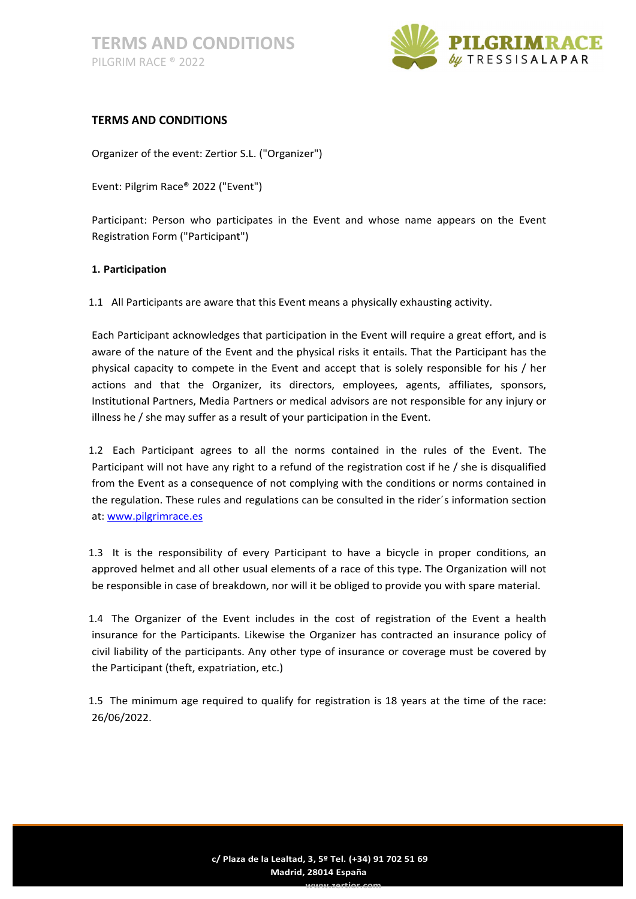# TERMS AND CONDITIONS

Organizer of the event: Zertior S.L. ("Organizer")

Event: Pilgrim Race® 2022 ("Event")

Participant: Person who participates in the Event and whose name appears on the Event Registration Form ("Participant")

### 1. Participation

1.1 All Participants are aware that this Event means a physically exhausting activity.

Each Participant acknowledges that participation in the Event will require a great effort, and is aware of the nature of the Event and the physical risks it entails. That the Participant has the physical capacity to compete in the Event and accept that is solely responsible for his / her actions and that the Organizer, its directors, employees, agents, affiliates, sponsors, Institutional Partners, Media Partners or medical advisors are not responsible for any injury or illness he / she may suffer as a result of your participation in the Event.

1.2 Each Participant agrees to all the norms contained in the rules of the Event. The Participant will not have any right to a refund of the registration cost if he / she is disqualified from the Event as a consequence of not complying with the conditions or norms contained in the regulation. These rules and regulations can be consulted in the rider´s information section at: www.pilgrimrace.es

1.3 It is the responsibility of every Participant to have a bicycle in proper conditions, an approved helmet and all other usual elements of a race of this type. The Organization will not be responsible in case of breakdown, nor will it be obliged to provide you with spare material.

1.4 The Organizer of the Event includes in the cost of registration of the Event a health insurance for the Participants. Likewise the Organizer has contracted an insurance policy of civil liability of the participants. Any other type of insurance or coverage must be covered by the Participant (theft, expatriation, etc.)

1.5 The minimum age required to qualify for registration is 18 years at the time of the race: 26/06/2022.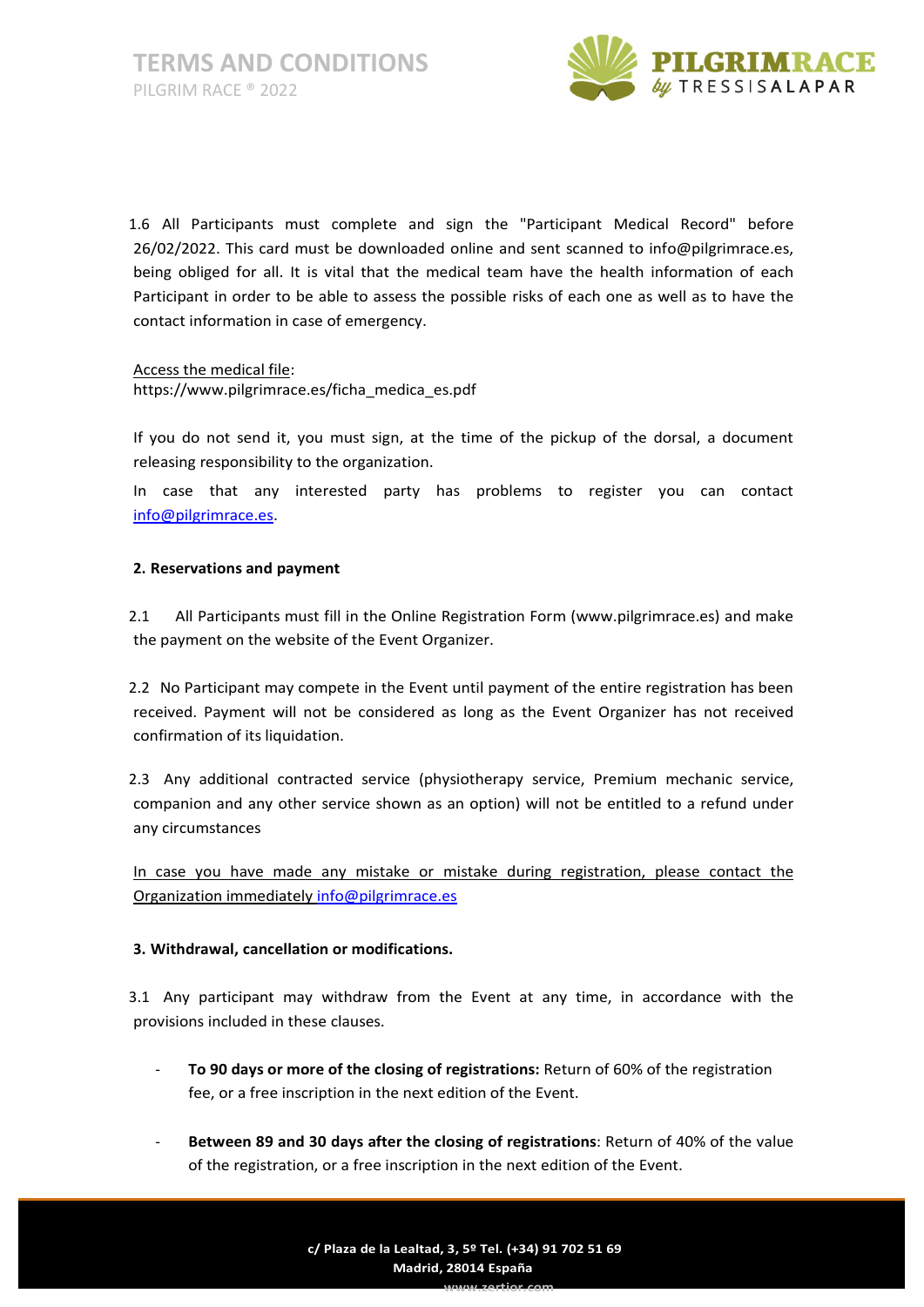1.6 All Participants must complete and sign the "Participant Medical Record" before 26/02/2022. This card must be downloaded online and sent scanned to info@pilgrimrace.es, being obliged for all. It is vital that the medical team have the health information of each Participant in order to be able to assess the possible risks of each one as well as to have the contact information in case of emergency.

Access the medical file:
https://www.pilgrimrace.es/ficha_medica_es.pdf

If you do not send it, you must sign, at the time of the pickup of the dorsal, a document releasing responsibility to the organization.

In case that any interested party has problems to register you can contact info@pilgrimrace.es.

**2. Reservations and payment**

2.1 All Participants must fill in the Online Registration Form (www.pilgrimrace.es) and make the payment on the website of the Event Organizer.

2.2 No Participant may compete in the Event until payment of the entire registration has been received. Payment will not be considered as long as the Event Organizer has not received confirmation of its liquidation.

2.3 Any additional contracted service (physiotherapy service, Premium mechanic service, companion and any other service shown as an option) will not be entitled to a refund under any circumstances

In case you have made any mistake or mistake during registration, please contact the Organization immediately info@pilgrimrace.es

**3. Withdrawal, cancellation or modifications.**

3.1 Any participant may withdraw from the Event at any time, in accordance with the provisions included in these clauses.

- **To 90 days or more of the closing of registrations:** Return of 60% of the registration fee, or a free inscription in the next edition of the Event.
- **Between 89 and 30 days after the closing of registrations**: Return of 40% of the value of the registration, or a free inscription in the next edition of the Event.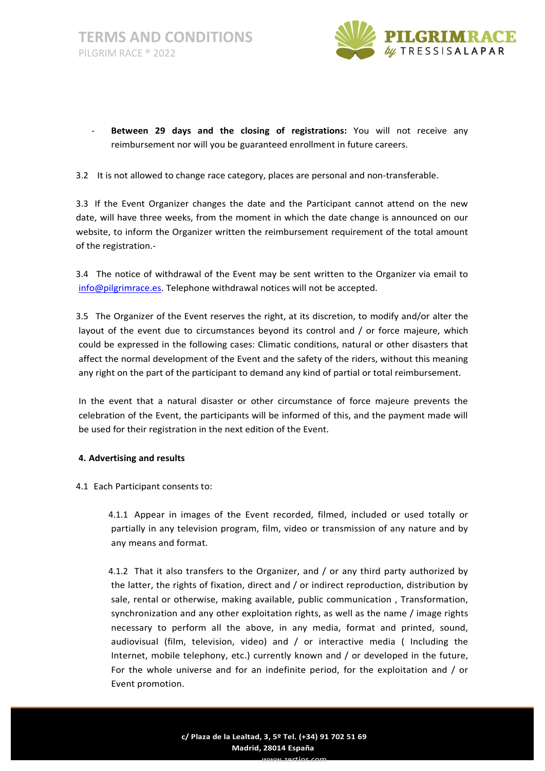- **Between 29 days and the closing of registrations:** You will not receive any reimbursement nor will you be guaranteed enrollment in future careers.

3.2 It is not allowed to change race category, places are personal and non-transferable.

3.3 If the Event Organizer changes the date and the Participant cannot attend on the new date, will have three weeks, from the moment in which the date change is announced on our website, to inform the Organizer written the reimbursement requirement of the total amount of the registration.-

3.4 The notice of withdrawal of the Event may be sent written to the Organizer via email to info@pilgrimrace.es. Telephone withdrawal notices will not be accepted.

3.5 The Organizer of the Event reserves the right, at its discretion, to modify and/or alter the layout of the event due to circumstances beyond its control and / or force majeure, which could be expressed in the following cases: Climatic conditions, natural or other disasters that affect the normal development of the Event and the safety of the riders, without this meaning any right on the part of the participant to demand any kind of partial or total reimbursement.

In the event that a natural disaster or other circumstance of force majeure prevents the celebration of the Event, the participants will be informed of this, and the payment made will be used for their registration in the next edition of the Event.

**4. Advertising and results**

4.1 Each Participant consents to:

4.1.1 Appear in images of the Event recorded, filmed, included or used totally or partially in any television program, film, video or transmission of any nature and by any means and format.

4.1.2 That it also transfers to the Organizer, and / or any third party authorized by the latter, the rights of fixation, direct and / or indirect reproduction, distribution by sale, rental or otherwise, making available, public communication , Transformation, synchronization and any other exploitation rights, as well as the name / image rights necessary to perform all the above, in any media, format and printed, sound, audiovisual (film, television, video) and / or interactive media ( Including the Internet, mobile telephony, etc.) currently known and / or developed in the future, For the whole universe and for an indefinite period, for the exploitation and / or Event promotion.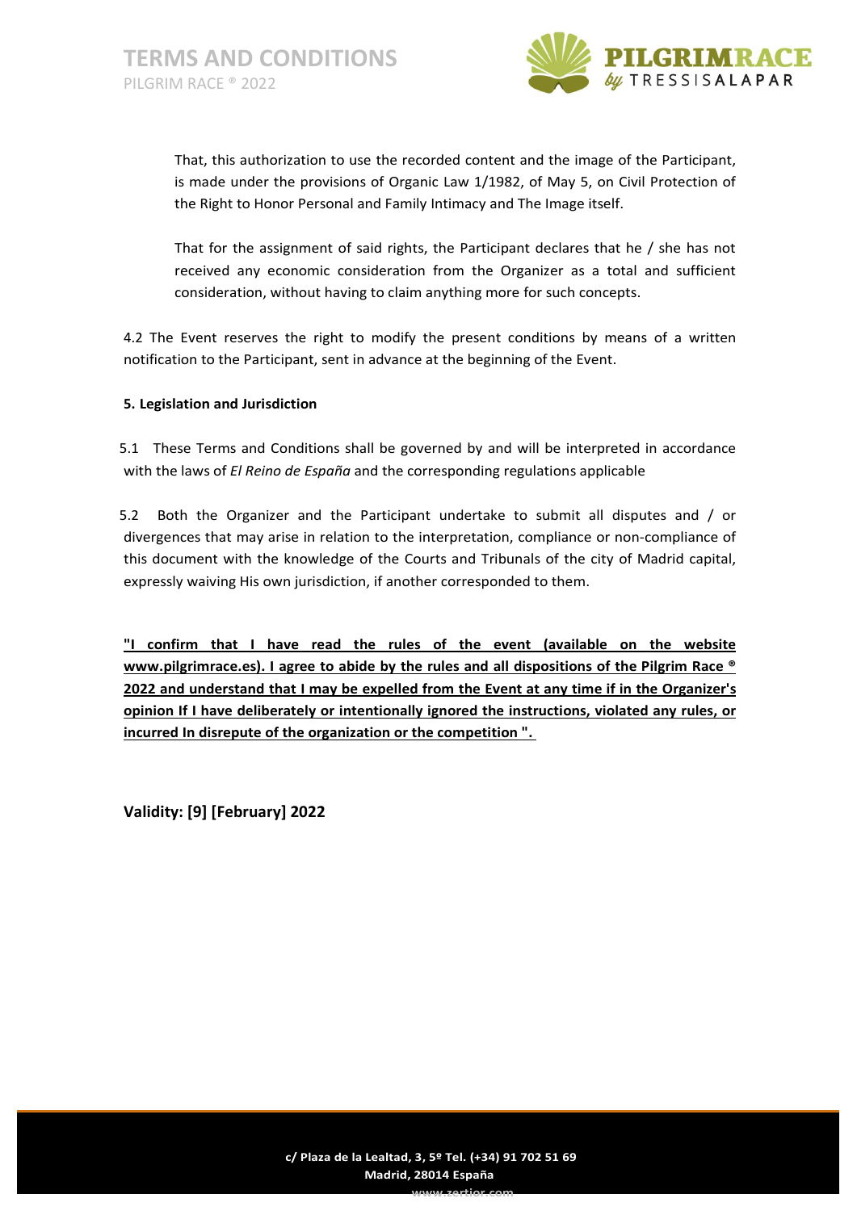That, this authorization to use the recorded content and the image of the Participant, is made under the provisions of Organic Law 1/1982, of May 5, on Civil Protection of the Right to Honor Personal and Family Intimacy and The Image itself.

That for the assignment of said rights, the Participant declares that he / she has not received any economic consideration from the Organizer as a total and sufficient consideration, without having to claim anything more for such concepts.

4.2 The Event reserves the right to modify the present conditions by means of a written notification to the Participant, sent in advance at the beginning of the Event.

**5. Legislation and Jurisdiction**

5.1 These Terms and Conditions shall be governed by and will be interpreted in accordance with the laws of *El Reino de España* and the corresponding regulations applicable

5.2 Both the Organizer and the Participant undertake to submit all disputes and / or divergences that may arise in relation to the interpretation, compliance or non-compliance of this document with the knowledge of the Courts and Tribunals of the city of Madrid capital, expressly waiving His own jurisdiction, if another corresponded to them.

**"I confirm that I have read the rules of the event (available on the website www.pilgrimrace.es). I agree to abide by the rules and all dispositions of the Pilgrim Race ® 2022 and understand that I may be expelled from the Event at any time if in the Organizer's opinion If I have deliberately or intentionally ignored the instructions, violated any rules, or incurred In disrepute of the organization or the competition ".**

**Validity: [9] [February] 2022**